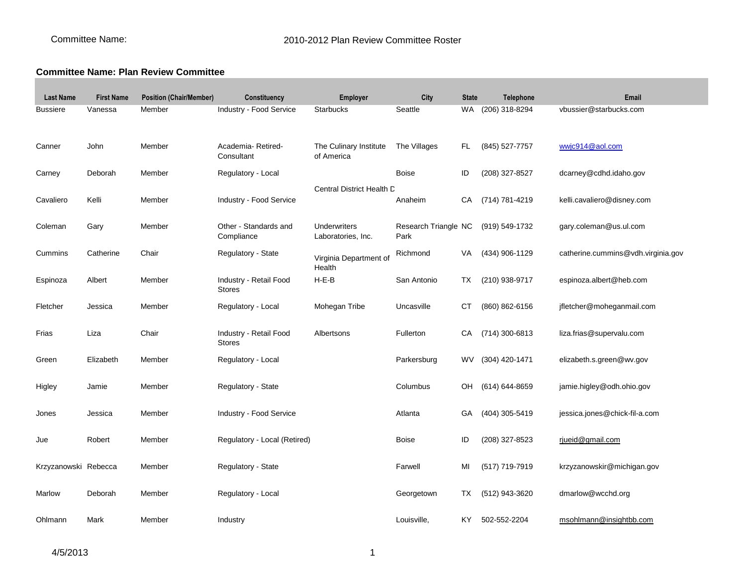Committee Name: 2010-2012 Plan Review Committee Roster

**Committee Name: Plan Review Committee**

| Last Name | First Name | Position (Chair/Member) | Constituency | Employer | City | State | Telephone | Email |
|---|---|---|---|---|---|---|---|---|
| Bussiere | Vanessa | Member | Industry - Food Service | Starbucks | Seattle | WA | (206) 318-8294 | vbussier@starbucks.com |
| Canner | John | Member | Academia- Retired-Consultant | The Culinary Institute of America | The Villages | FL | (845) 527-7757 | wwjc914@aol.com |
| Carney | Deborah | Member | Regulatory - Local | Central District Health D | Boise | ID | (208) 327-8527 | dcarney@cdhd.idaho.gov |
| Cavaliero | Kelli | Member | Industry - Food Service | | Anaheim | CA | (714) 781-4219 | kelli.cavaliero@disney.com |
| Coleman | Gary | Member | Other - Standards and Compliance | Underwriters Laboratories, Inc. | Research Triangle Park | NC | (919) 549-1732 | gary.coleman@us.ul.com |
| Cummins | Catherine | Chair | Regulatory - State | Virginia Department of Health | Richmond | VA | (434) 906-1129 | catherine.cummins@vdh.virginia.gov |
| Espinoza | Albert | Member | Industry - Retail Food Stores | H-E-B | San Antonio | TX | (210) 938-9717 | espinoza.albert@heb.com |
| Fletcher | Jessica | Member | Regulatory - Local | Mohegan Tribe | Uncasville | CT | (860) 862-6156 | jfletcher@moheganmail.com |
| Frias | Liza | Chair | Industry - Retail Food Stores | Albertsons | Fullerton | CA | (714) 300-6813 | liza.frias@supervalu.com |
| Green | Elizabeth | Member | Regulatory - Local | | Parkersburg | WV | (304) 420-1471 | elizabeth.s.green@wv.gov |
| Higley | Jamie | Member | Regulatory - State | | Columbus | OH | (614) 644-8659 | jamie.higley@odh.ohio.gov |
| Jones | Jessica | Member | Industry - Food Service | | Atlanta | GA | (404) 305-5419 | jessica.jones@chick-fil-a.com |
| Jue | Robert | Member | Regulatory - Local (Retired) | | Boise | ID | (208) 327-8523 | rjueid@gmail.com |
| Krzyzanowski | Rebecca | Member | Regulatory - State | | Farwell | MI | (517) 719-7919 | krzyzanowskir@michigan.gov |
| Marlow | Deborah | Member | Regulatory - Local | | Georgetown | TX | (512) 943-3620 | dmarlow@wcchd.org |
| Ohlmann | Mark | Member | Industry | | Louisville, | KY | 502-552-2204 | msohlmann@insightbb.com |

4/5/2013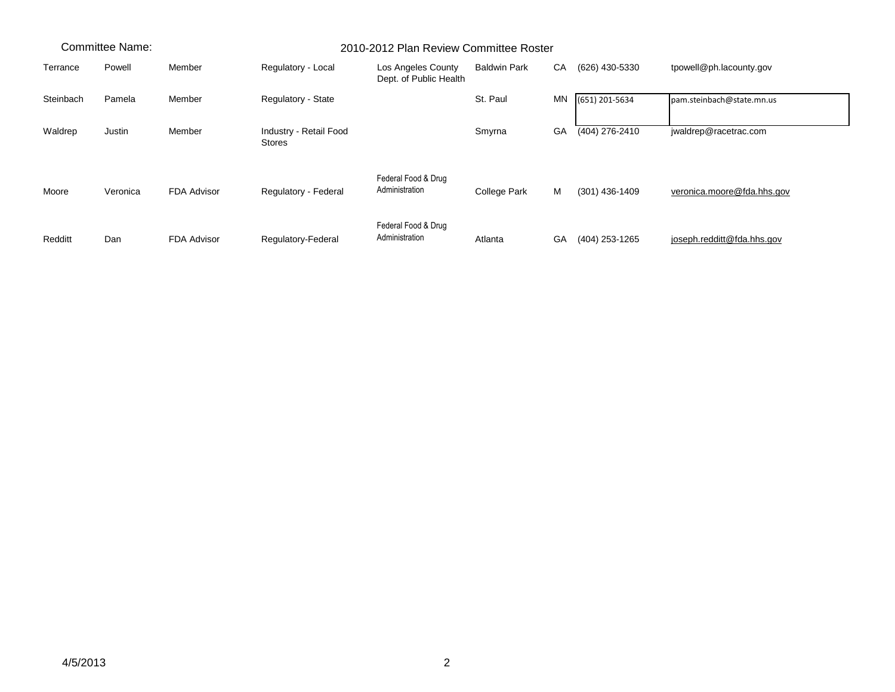Committee Name: 2010-2012 Plan Review Committee Roster

| | | | | | | | | |
|---|---|---|---|---|---|---|---|---|
| Terrance | Powell | Member | Regulatory - Local | Los Angeles County Dept. of Public Health | Baldwin Park | CA | (626) 430-5330 | tpowell@ph.lacounty.gov |
| Steinbach | Pamela | Member | Regulatory - State | | St. Paul | MN | (651) 201-5634 | pam.steinbach@state.mn.us |
| Waldrep | Justin | Member | Industry - Retail Food Stores | | Smyrna | GA | (404) 276-2410 | jwaldrep@racetrac.com |
| Moore | Veronica | FDA Advisor | Regulatory - Federal | Federal Food & Drug Administration | College Park | M | (301) 436-1409 | veronica.moore@fda.hhs.gov |
| Redditt | Dan | FDA Advisor | Regulatory-Federal | Federal Food & Drug Administration | Atlanta | GA | (404) 253-1265 | joseph.redditt@fda.hhs.gov |

4/5/2013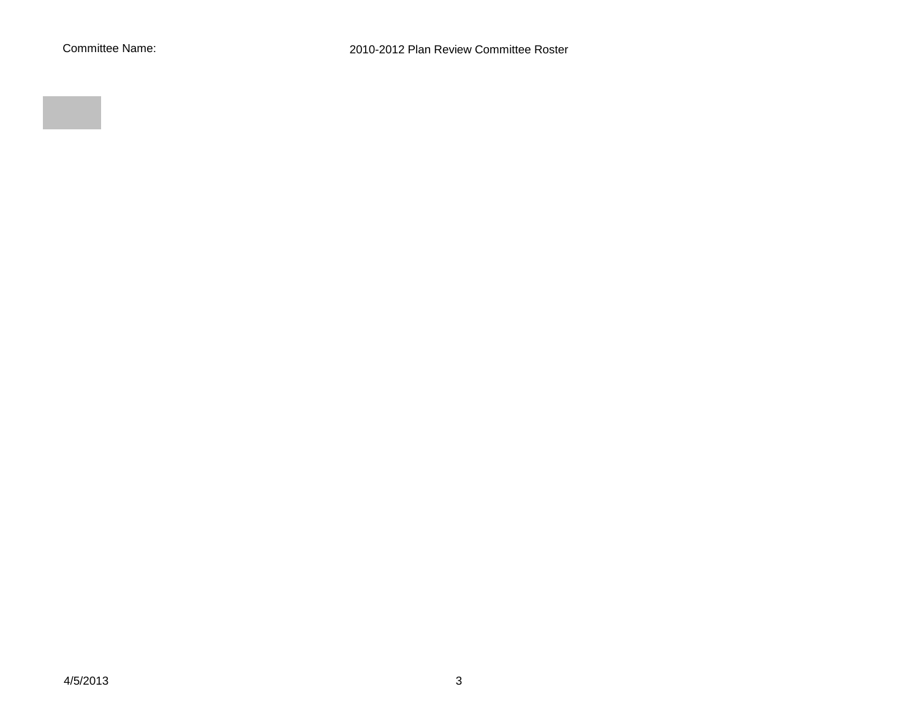Committee Name: 2010-2012 Plan Review Committee Roster